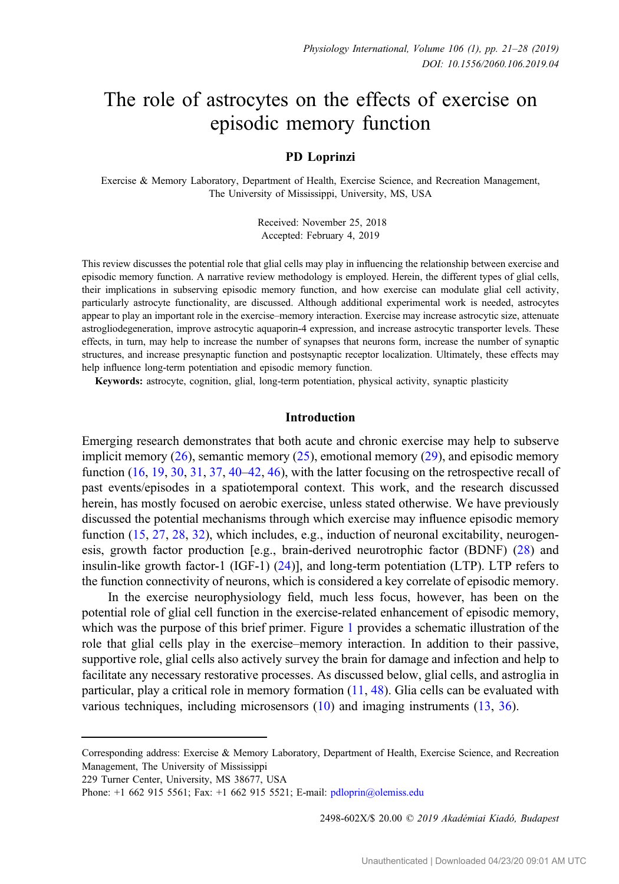# The role of astrocytes on the effects of exercise on episodic memory function

**PD Loprinzi**

Exercise & Memory Laboratory, Department of Health, Exercise Science, and Recreation Management, The University of Mississippi, University, MS, USA

Received: November 25, 2018
Accepted: February 4, 2019

This review discusses the potential role that glial cells may play in influencing the relationship between exercise and episodic memory function. A narrative review methodology is employed. Herein, the different types of glial cells, their implications in subserving episodic memory function, and how exercise can modulate glial cell activity, particularly astrocyte functionality, are discussed. Although additional experimental work is needed, astrocytes appear to play an important role in the exercise–memory interaction. Exercise may increase astrocytic size, attenuate astrogliodegeneration, improve astrocytic aquaporin-4 expression, and increase astrocytic transporter levels. These effects, in turn, may help to increase the number of synapses that neurons form, increase the number of synaptic structures, and increase presynaptic function and postsynaptic receptor localization. Ultimately, these effects may help influence long-term potentiation and episodic memory function.

**Keywords:** astrocyte, cognition, glial, long-term potentiation, physical activity, synaptic plasticity

## Introduction

Emerging research demonstrates that both acute and chronic exercise may help to subserve implicit memory (26), semantic memory (25), emotional memory (29), and episodic memory function (16, 19, 30, 31, 37, 40–42, 46), with the latter focusing on the retrospective recall of past events/episodes in a spatiotemporal context. This work, and the research discussed herein, has mostly focused on aerobic exercise, unless stated otherwise. We have previously discussed the potential mechanisms through which exercise may influence episodic memory function (15, 27, 28, 32), which includes, e.g., induction of neuronal excitability, neurogenesis, growth factor production [e.g., brain-derived neurotrophic factor (BDNF) (28) and insulin-like growth factor-1 (IGF-1) (24)], and long-term potentiation (LTP). LTP refers to the function connectivity of neurons, which is considered a key correlate of episodic memory.

In the exercise neurophysiology field, much less focus, however, has been on the potential role of glial cell function in the exercise-related enhancement of episodic memory, which was the purpose of this brief primer. Figure 1 provides a schematic illustration of the role that glial cells play in the exercise–memory interaction. In addition to their passive, supportive role, glial cells also actively survey the brain for damage and infection and help to facilitate any necessary restorative processes. As discussed below, glial cells, and astroglia in particular, play a critical role in memory formation (11, 48). Glia cells can be evaluated with various techniques, including microsensors (10) and imaging instruments (13, 36).

Corresponding address: Exercise & Memory Laboratory, Department of Health, Exercise Science, and Recreation Management, The University of Mississippi
229 Turner Center, University, MS 38677, USA
Phone: +1 662 915 5561; Fax: +1 662 915 5521; E-mail: pdloprin@olemiss.edu

2498-602X/$ 20.00 © 2019 Akadémiai Kiadó, Budapest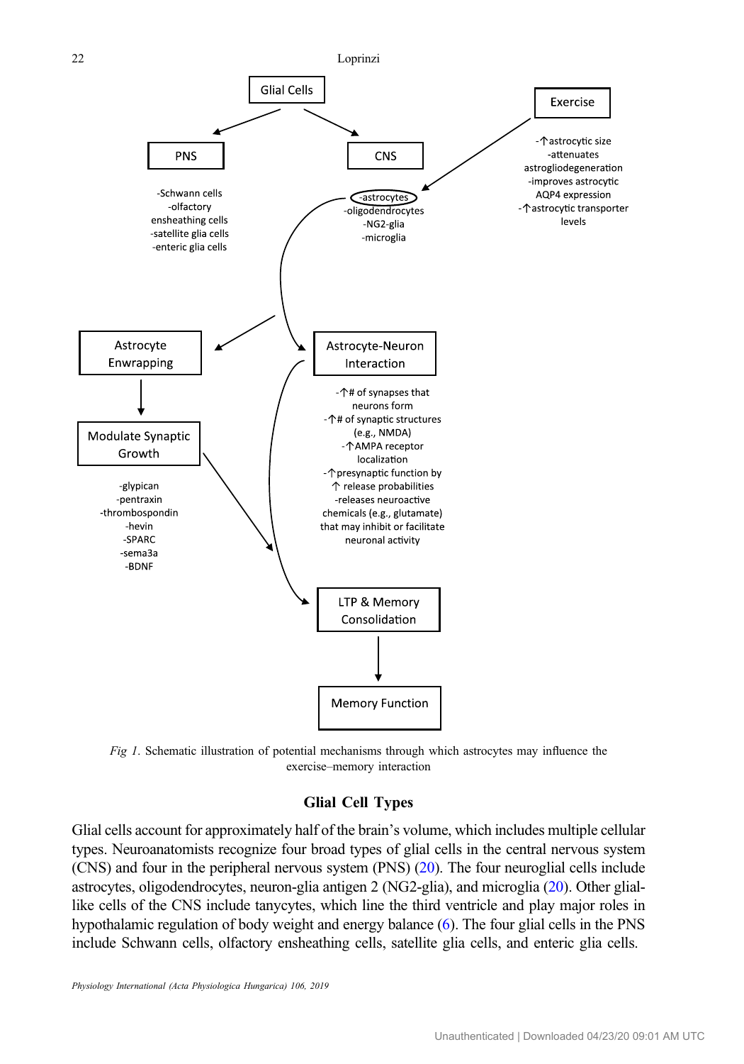Glial Cells

- PNS
  - -Schwann cells
  - -olfactory ensheathing cells
  - -satellite glia cells
  - -enteric glia cells
- CNS
  - -astrocytes
  - -oligodendrocytes
  - -NG2-glia
  - -microglia

Exercise

- -↑astrocytic size
- -attenuates astrogliodegeneration
- -improves astrocytic AQP4 expression
- -↑astrocytic transporter levels

Astrocyte Enwrapping

Modulate Synaptic Growth

- -glypican
- -pentraxin
- -thrombospondin
- -hevin
- -SPARC
- -sema3a
- -BDNF

Astrocyte-Neuron Interaction

- -↑# of synapses that neurons form
- -↑# of synaptic structures (e.g., NMDA)
- -↑AMPA receptor localization
- -↑presynaptic function by ↑ release probabilities
- -releases neuroactive chemicals (e.g., glutamate) that may inhibit or facilitate neuronal activity

LTP & Memory Consolidation

Memory Function

*Fig 1.* Schematic illustration of potential mechanisms through which astrocytes may influence the exercise–memory interaction

## Glial Cell Types

Glial cells account for approximately half of the brain's volume, which includes multiple cellular types. Neuroanatomists recognize four broad types of glial cells in the central nervous system (CNS) and four in the peripheral nervous system (PNS) (20). The four neuroglial cells include astrocytes, oligodendrocytes, neuron-glia antigen 2 (NG2-glia), and microglia (20). Other glial-like cells of the CNS include tanycytes, which line the third ventricle and play major roles in hypothalamic regulation of body weight and energy balance (6). The four glial cells in the PNS include Schwann cells, olfactory ensheathing cells, satellite glia cells, and enteric glia cells.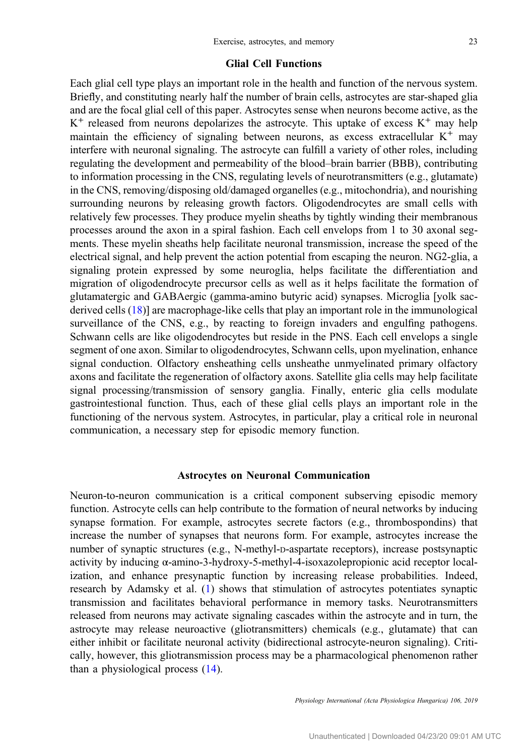## Glial Cell Functions

Each glial cell type plays an important role in the health and function of the nervous system. Briefly, and constituting nearly half the number of brain cells, astrocytes are star-shaped glia and are the focal glial cell of this paper. Astrocytes sense when neurons become active, as the $K^+$ released from neurons depolarizes the astrocyte. This uptake of excess $K^+$ may help maintain the efficiency of signaling between neurons, as excess extracellular $K^+$ may interfere with neuronal signaling. The astrocyte can fulfill a variety of other roles, including regulating the development and permeability of the blood–brain barrier (BBB), contributing to information processing in the CNS, regulating levels of neurotransmitters (e.g., glutamate) in the CNS, removing/disposing old/damaged organelles (e.g., mitochondria), and nourishing surrounding neurons by releasing growth factors. Oligodendrocytes are small cells with relatively few processes. They produce myelin sheaths by tightly winding their membranous processes around the axon in a spiral fashion. Each cell envelops from 1 to 30 axonal segments. These myelin sheaths help facilitate neuronal transmission, increase the speed of the electrical signal, and help prevent the action potential from escaping the neuron. NG2-glia, a signaling protein expressed by some neuroglia, helps facilitate the differentiation and migration of oligodendrocyte precursor cells as well as it helps facilitate the formation of glutamatergic and GABAergic (gamma-amino butyric acid) synapses. Microglia [yolk sac-derived cells (18)] are macrophage-like cells that play an important role in the immunological surveillance of the CNS, e.g., by reacting to foreign invaders and engulfing pathogens. Schwann cells are like oligodendrocytes but reside in the PNS. Each cell envelops a single segment of one axon. Similar to oligodendrocytes, Schwann cells, upon myelination, enhance signal conduction. Olfactory ensheathing cells unsheathe unmyelinated primary olfactory axons and facilitate the regeneration of olfactory axons. Satellite glia cells may help facilitate signal processing/transmission of sensory ganglia. Finally, enteric glia cells modulate gastrointestinal function. Thus, each of these glial cells plays an important role in the functioning of the nervous system. Astrocytes, in particular, play a critical role in neuronal communication, a necessary step for episodic memory function.

## Astrocytes on Neuronal Communication

Neuron-to-neuron communication is a critical component subserving episodic memory function. Astrocyte cells can help contribute to the formation of neural networks by inducing synapse formation. For example, astrocytes secrete factors (e.g., thrombospondins) that increase the number of synapses that neurons form. For example, astrocytes increase the number of synaptic structures (e.g., N-methyl-D-aspartate receptors), increase postsynaptic activity by inducing α-amino-3-hydroxy-5-methyl-4-isoxazolepropionic acid receptor localization, and enhance presynaptic function by increasing release probabilities. Indeed, research by Adamsky et al. (1) shows that stimulation of astrocytes potentiates synaptic transmission and facilitates behavioral performance in memory tasks. Neurotransmitters released from neurons may activate signaling cascades within the astrocyte and in turn, the astrocyte may release neuroactive (gliotransmitters) chemicals (e.g., glutamate) that can either inhibit or facilitate neuronal activity (bidirectional astrocyte-neuron signaling). Critically, however, this gliotransmission process may be a pharmacological phenomenon rather than a physiological process (14).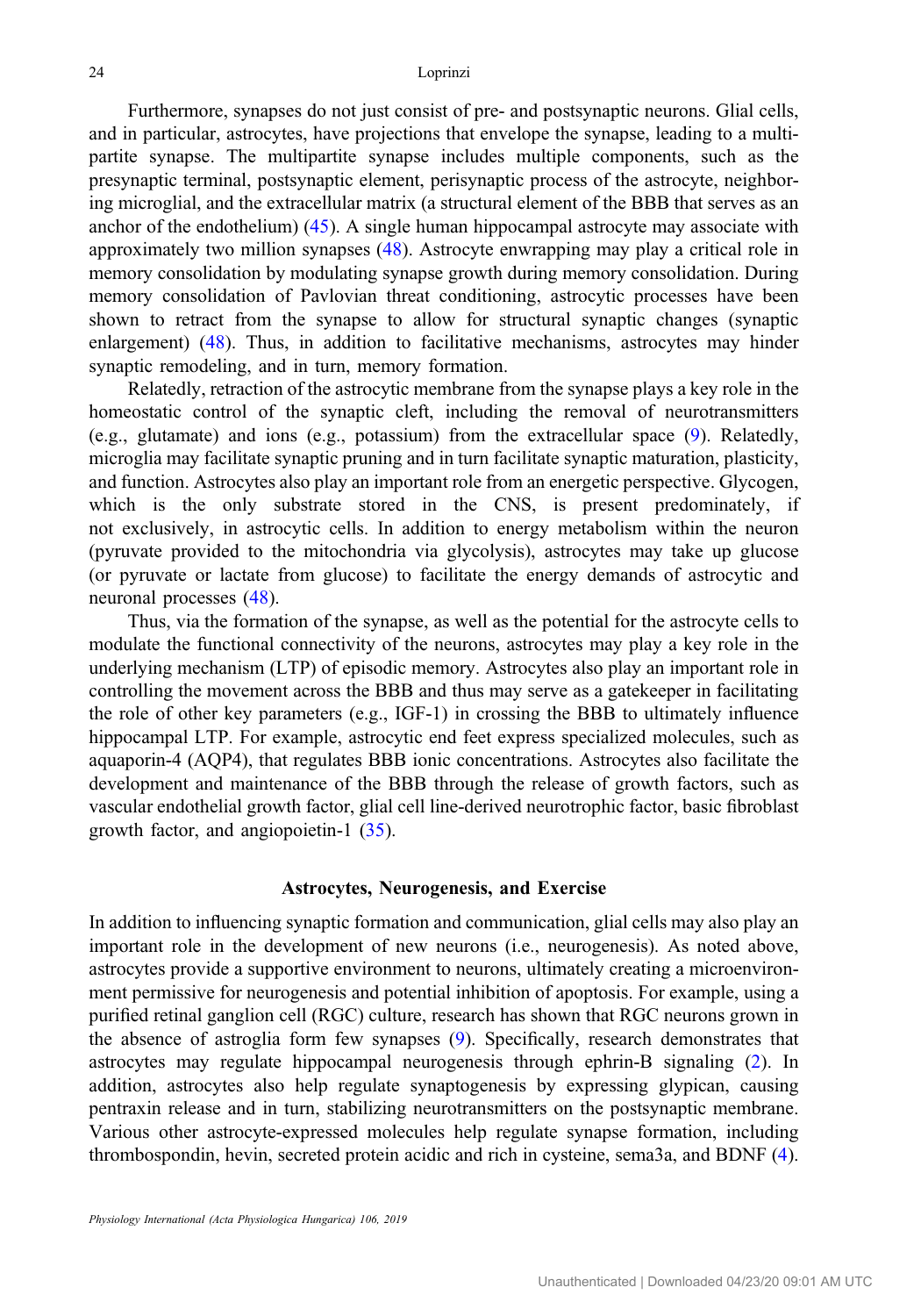Furthermore, synapses do not just consist of pre- and postsynaptic neurons. Glial cells, and in particular, astrocytes, have projections that envelope the synapse, leading to a multipartite synapse. The multipartite synapse includes multiple components, such as the presynaptic terminal, postsynaptic element, perisynaptic process of the astrocyte, neighboring microglial, and the extracellular matrix (a structural element of the BBB that serves as an anchor of the endothelium) (45). A single human hippocampal astrocyte may associate with approximately two million synapses (48). Astrocyte enwrapping may play a critical role in memory consolidation by modulating synapse growth during memory consolidation. During memory consolidation of Pavlovian threat conditioning, astrocytic processes have been shown to retract from the synapse to allow for structural synaptic changes (synaptic enlargement) (48). Thus, in addition to facilitative mechanisms, astrocytes may hinder synaptic remodeling, and in turn, memory formation.

Relatedly, retraction of the astrocytic membrane from the synapse plays a key role in the homeostatic control of the synaptic cleft, including the removal of neurotransmitters (e.g., glutamate) and ions (e.g., potassium) from the extracellular space (9). Relatedly, microglia may facilitate synaptic pruning and in turn facilitate synaptic maturation, plasticity, and function. Astrocytes also play an important role from an energetic perspective. Glycogen, which is the only substrate stored in the CNS, is present predominately, if not exclusively, in astrocytic cells. In addition to energy metabolism within the neuron (pyruvate provided to the mitochondria via glycolysis), astrocytes may take up glucose (or pyruvate or lactate from glucose) to facilitate the energy demands of astrocytic and neuronal processes (48).

Thus, via the formation of the synapse, as well as the potential for the astrocyte cells to modulate the functional connectivity of the neurons, astrocytes may play a key role in the underlying mechanism (LTP) of episodic memory. Astrocytes also play an important role in controlling the movement across the BBB and thus may serve as a gatekeeper in facilitating the role of other key parameters (e.g., IGF-1) in crossing the BBB to ultimately influence hippocampal LTP. For example, astrocytic end feet express specialized molecules, such as aquaporin-4 (AQP4), that regulates BBB ionic concentrations. Astrocytes also facilitate the development and maintenance of the BBB through the release of growth factors, such as vascular endothelial growth factor, glial cell line-derived neurotrophic factor, basic fibroblast growth factor, and angiopoietin-1 (35).

## Astrocytes, Neurogenesis, and Exercise

In addition to influencing synaptic formation and communication, glial cells may also play an important role in the development of new neurons (i.e., neurogenesis). As noted above, astrocytes provide a supportive environment to neurons, ultimately creating a microenvironment permissive for neurogenesis and potential inhibition of apoptosis. For example, using a purified retinal ganglion cell (RGC) culture, research has shown that RGC neurons grown in the absence of astroglia form few synapses (9). Specifically, research demonstrates that astrocytes may regulate hippocampal neurogenesis through ephrin-B signaling (2). In addition, astrocytes also help regulate synaptogenesis by expressing glypican, causing pentraxin release and in turn, stabilizing neurotransmitters on the postsynaptic membrane. Various other astrocyte-expressed molecules help regulate synapse formation, including thrombospondin, hevin, secreted protein acidic and rich in cysteine, sema3a, and BDNF (4).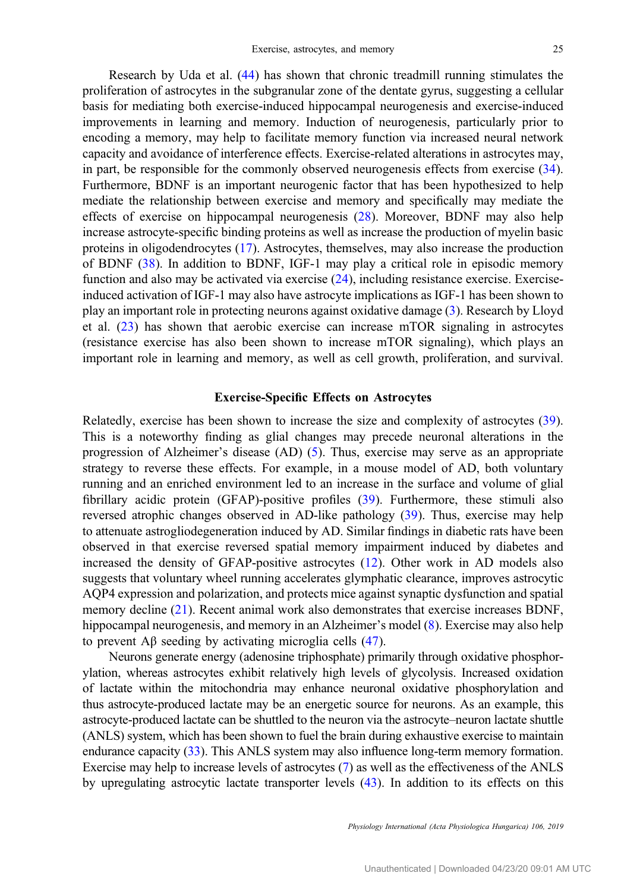Research by Uda et al. (44) has shown that chronic treadmill running stimulates the proliferation of astrocytes in the subgranular zone of the dentate gyrus, suggesting a cellular basis for mediating both exercise-induced hippocampal neurogenesis and exercise-induced improvements in learning and memory. Induction of neurogenesis, particularly prior to encoding a memory, may help to facilitate memory function via increased neural network capacity and avoidance of interference effects. Exercise-related alterations in astrocytes may, in part, be responsible for the commonly observed neurogenesis effects from exercise (34). Furthermore, BDNF is an important neurogenic factor that has been hypothesized to help mediate the relationship between exercise and memory and specifically may mediate the effects of exercise on hippocampal neurogenesis (28). Moreover, BDNF may also help increase astrocyte-specific binding proteins as well as increase the production of myelin basic proteins in oligodendrocytes (17). Astrocytes, themselves, may also increase the production of BDNF (38). In addition to BDNF, IGF-1 may play a critical role in episodic memory function and also may be activated via exercise (24), including resistance exercise. Exercise-induced activation of IGF-1 may also have astrocyte implications as IGF-1 has been shown to play an important role in protecting neurons against oxidative damage (3). Research by Lloyd et al. (23) has shown that aerobic exercise can increase mTOR signaling in astrocytes (resistance exercise has also been shown to increase mTOR signaling), which plays an important role in learning and memory, as well as cell growth, proliferation, and survival.

## Exercise-Specific Effects on Astrocytes

Relatedly, exercise has been shown to increase the size and complexity of astrocytes (39). This is a noteworthy finding as glial changes may precede neuronal alterations in the progression of Alzheimer's disease (AD) (5). Thus, exercise may serve as an appropriate strategy to reverse these effects. For example, in a mouse model of AD, both voluntary running and an enriched environment led to an increase in the surface and volume of glial fibrillary acidic protein (GFAP)-positive profiles (39). Furthermore, these stimuli also reversed atrophic changes observed in AD-like pathology (39). Thus, exercise may help to attenuate astrogliodegeneration induced by AD. Similar findings in diabetic rats have been observed in that exercise reversed spatial memory impairment induced by diabetes and increased the density of GFAP-positive astrocytes (12). Other work in AD models also suggests that voluntary wheel running accelerates glymphatic clearance, improves astrocytic AQP4 expression and polarization, and protects mice against synaptic dysfunction and spatial memory decline (21). Recent animal work also demonstrates that exercise increases BDNF, hippocampal neurogenesis, and memory in an Alzheimer's model (8). Exercise may also help to prevent Aβ seeding by activating microglia cells (47).

Neurons generate energy (adenosine triphosphate) primarily through oxidative phosphorylation, whereas astrocytes exhibit relatively high levels of glycolysis. Increased oxidation of lactate within the mitochondria may enhance neuronal oxidative phosphorylation and thus astrocyte-produced lactate may be an energetic source for neurons. As an example, this astrocyte-produced lactate can be shuttled to the neuron via the astrocyte–neuron lactate shuttle (ANLS) system, which has been shown to fuel the brain during exhaustive exercise to maintain endurance capacity (33). This ANLS system may also influence long-term memory formation. Exercise may help to increase levels of astrocytes (7) as well as the effectiveness of the ANLS by upregulating astrocytic lactate transporter levels (43). In addition to its effects on this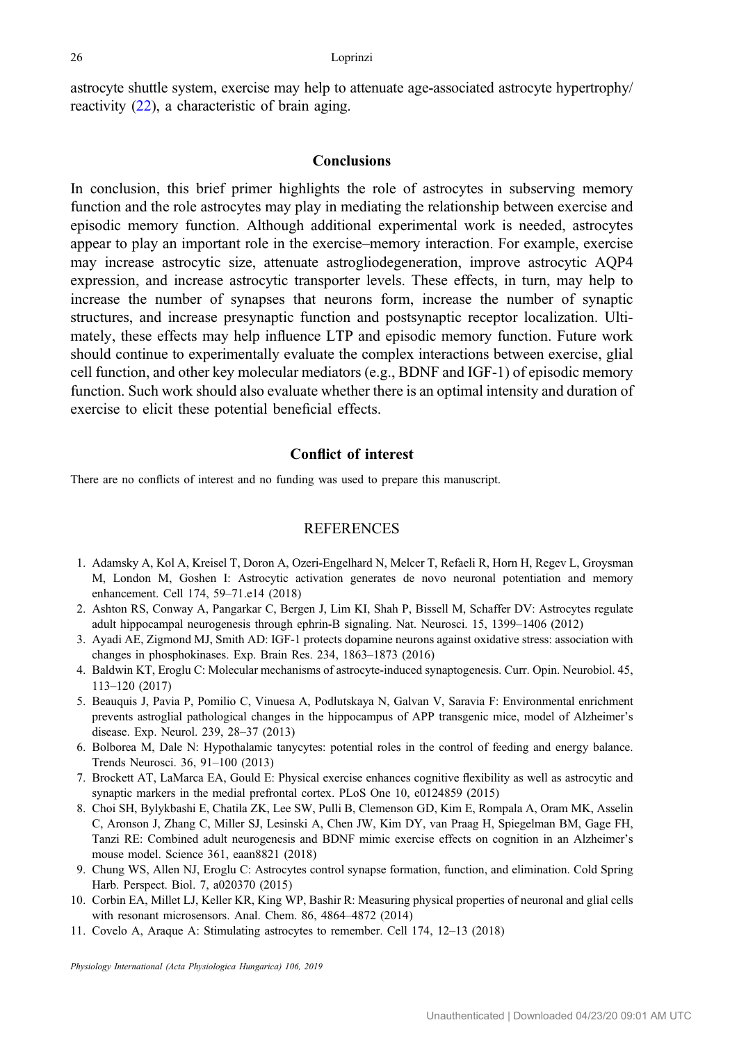astrocyte shuttle system, exercise may help to attenuate age-associated astrocyte hypertrophy/reactivity (22), a characteristic of brain aging.

## Conclusions

In conclusion, this brief primer highlights the role of astrocytes in subserving memory function and the role astrocytes may play in mediating the relationship between exercise and episodic memory function. Although additional experimental work is needed, astrocytes appear to play an important role in the exercise–memory interaction. For example, exercise may increase astrocytic size, attenuate astrogliodegeneration, improve astrocytic AQP4 expression, and increase astrocytic transporter levels. These effects, in turn, may help to increase the number of synapses that neurons form, increase the number of synaptic structures, and increase presynaptic function and postsynaptic receptor localization. Ultimately, these effects may help influence LTP and episodic memory function. Future work should continue to experimentally evaluate the complex interactions between exercise, glial cell function, and other key molecular mediators (e.g., BDNF and IGF-1) of episodic memory function. Such work should also evaluate whether there is an optimal intensity and duration of exercise to elicit these potential beneficial effects.

## Conflict of interest

There are no conflicts of interest and no funding was used to prepare this manuscript.

## REFERENCES

1. Adamsky A, Kol A, Kreisel T, Doron A, Ozeri-Engelhard N, Melcer T, Refaeli R, Horn H, Regev L, Groysman M, London M, Goshen I: Astrocytic activation generates de novo neuronal potentiation and memory enhancement. Cell 174, 59–71.e14 (2018)
2. Ashton RS, Conway A, Pangarkar C, Bergen J, Lim KI, Shah P, Bissell M, Schaffer DV: Astrocytes regulate adult hippocampal neurogenesis through ephrin-B signaling. Nat. Neurosci. 15, 1399–1406 (2012)
3. Ayadi AE, Zigmond MJ, Smith AD: IGF-1 protects dopamine neurons against oxidative stress: association with changes in phosphokinases. Exp. Brain Res. 234, 1863–1873 (2016)
4. Baldwin KT, Eroglu C: Molecular mechanisms of astrocyte-induced synaptogenesis. Curr. Opin. Neurobiol. 45, 113–120 (2017)
5. Beauquis J, Pavia P, Pomilio C, Vinuesa A, Podlutskaya N, Galvan V, Saravia F: Environmental enrichment prevents astroglial pathological changes in the hippocampus of APP transgenic mice, model of Alzheimer's disease. Exp. Neurol. 239, 28–37 (2013)
6. Bolborea M, Dale N: Hypothalamic tanycytes: potential roles in the control of feeding and energy balance. Trends Neurosci. 36, 91–100 (2013)
7. Brockett AT, LaMarca EA, Gould E: Physical exercise enhances cognitive flexibility as well as astrocytic and synaptic markers in the medial prefrontal cortex. PLoS One 10, e0124859 (2015)
8. Choi SH, Bylykbashi E, Chatila ZK, Lee SW, Pulli B, Clemenson GD, Kim E, Rompala A, Oram MK, Asselin C, Aronson J, Zhang C, Miller SJ, Lesinski A, Chen JW, Kim DY, van Praag H, Spiegelman BM, Gage FH, Tanzi RE: Combined adult neurogenesis and BDNF mimic exercise effects on cognition in an Alzheimer's mouse model. Science 361, eaan8821 (2018)
9. Chung WS, Allen NJ, Eroglu C: Astrocytes control synapse formation, function, and elimination. Cold Spring Harb. Perspect. Biol. 7, a020370 (2015)
10. Corbin EA, Millet LJ, Keller KR, King WP, Bashir R: Measuring physical properties of neuronal and glial cells with resonant microsensors. Anal. Chem. 86, 4864–4872 (2014)
11. Covelo A, Araque A: Stimulating astrocytes to remember. Cell 174, 12–13 (2018)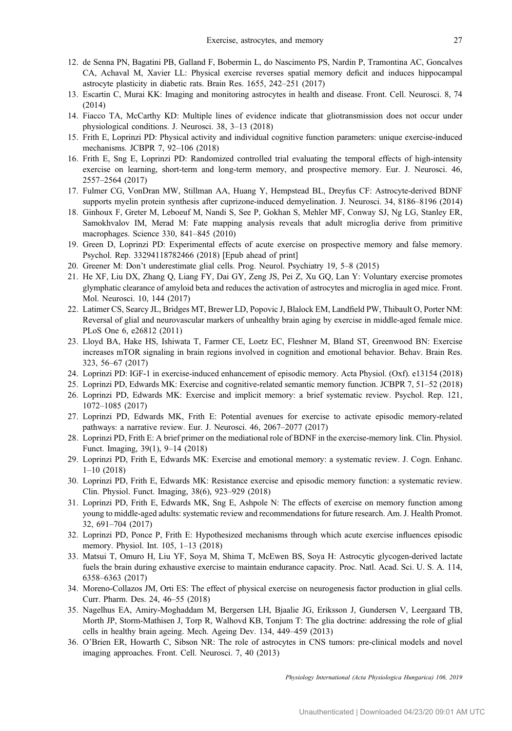12. de Senna PN, Bagatini PB, Galland F, Bobermin L, do Nascimento PS, Nardin P, Tramontina AC, Goncalves CA, Achaval M, Xavier LL: Physical exercise reverses spatial memory deficit and induces hippocampal astrocyte plasticity in diabetic rats. Brain Res. 1655, 242–251 (2017)
13. Escartin C, Murai KK: Imaging and monitoring astrocytes in health and disease. Front. Cell. Neurosci. 8, 74 (2014)
14. Fiacco TA, McCarthy KD: Multiple lines of evidence indicate that gliotransmission does not occur under physiological conditions. J. Neurosci. 38, 3–13 (2018)
15. Frith E, Loprinzi PD: Physical activity and individual cognitive function parameters: unique exercise-induced mechanisms. JCBPR 7, 92–106 (2018)
16. Frith E, Sng E, Loprinzi PD: Randomized controlled trial evaluating the temporal effects of high-intensity exercise on learning, short-term and long-term memory, and prospective memory. Eur. J. Neurosci. 46, 2557–2564 (2017)
17. Fulmer CG, VonDran MW, Stillman AA, Huang Y, Hempstead BL, Dreyfus CF: Astrocyte-derived BDNF supports myelin protein synthesis after cuprizone-induced demyelination. J. Neurosci. 34, 8186–8196 (2014)
18. Ginhoux F, Greter M, Leboeuf M, Nandi S, See P, Gokhan S, Mehler MF, Conway SJ, Ng LG, Stanley ER, Samokhvalov IM, Merad M: Fate mapping analysis reveals that adult microglia derive from primitive macrophages. Science 330, 841–845 (2010)
19. Green D, Loprinzi PD: Experimental effects of acute exercise on prospective memory and false memory. Psychol. Rep. 33294118782466 (2018) [Epub ahead of print]
20. Greener M: Don't underestimate glial cells. Prog. Neurol. Psychiatry 19, 5–8 (2015)
21. He XF, Liu DX, Zhang Q, Liang FY, Dai GY, Zeng JS, Pei Z, Xu GQ, Lan Y: Voluntary exercise promotes glymphatic clearance of amyloid beta and reduces the activation of astrocytes and microglia in aged mice. Front. Mol. Neurosci. 10, 144 (2017)
22. Latimer CS, Searcy JL, Bridges MT, Brewer LD, Popovic J, Blalock EM, Landfield PW, Thibault O, Porter NM: Reversal of glial and neurovascular markers of unhealthy brain aging by exercise in middle-aged female mice. PLoS One 6, e26812 (2011)
23. Lloyd BA, Hake HS, Ishiwata T, Farmer CE, Loetz EC, Fleshner M, Bland ST, Greenwood BN: Exercise increases mTOR signaling in brain regions involved in cognition and emotional behavior. Behav. Brain Res. 323, 56–67 (2017)
24. Loprinzi PD: IGF-1 in exercise-induced enhancement of episodic memory. Acta Physiol. (Oxf). e13154 (2018)
25. Loprinzi PD, Edwards MK: Exercise and cognitive-related semantic memory function. JCBPR 7, 51–52 (2018)
26. Loprinzi PD, Edwards MK: Exercise and implicit memory: a brief systematic review. Psychol. Rep. 121, 1072–1085 (2017)
27. Loprinzi PD, Edwards MK, Frith E: Potential avenues for exercise to activate episodic memory-related pathways: a narrative review. Eur. J. Neurosci. 46, 2067–2077 (2017)
28. Loprinzi PD, Frith E: A brief primer on the mediational role of BDNF in the exercise-memory link. Clin. Physiol. Funct. Imaging, 39(1), 9–14 (2018)
29. Loprinzi PD, Frith E, Edwards MK: Exercise and emotional memory: a systematic review. J. Cogn. Enhanc. 1–10 (2018)
30. Loprinzi PD, Frith E, Edwards MK: Resistance exercise and episodic memory function: a systematic review. Clin. Physiol. Funct. Imaging, 38(6), 923–929 (2018)
31. Loprinzi PD, Frith E, Edwards MK, Sng E, Ashpole N: The effects of exercise on memory function among young to middle-aged adults: systematic review and recommendations for future research. Am. J. Health Promot. 32, 691–704 (2017)
32. Loprinzi PD, Ponce P, Frith E: Hypothesized mechanisms through which acute exercise influences episodic memory. Physiol. Int. 105, 1–13 (2018)
33. Matsui T, Omuro H, Liu YF, Soya M, Shima T, McEwen BS, Soya H: Astrocytic glycogen-derived lactate fuels the brain during exhaustive exercise to maintain endurance capacity. Proc. Natl. Acad. Sci. U. S. A. 114, 6358–6363 (2017)
34. Moreno-Collazos JM, Orti ES: The effect of physical exercise on neurogenesis factor production in glial cells. Curr. Pharm. Des. 24, 46–55 (2018)
35. Nagelhus EA, Amiry-Moghaddam M, Bergersen LH, Bjaalie JG, Eriksson J, Gundersen V, Leergaard TB, Morth JP, Storm-Mathisen J, Torp R, Walhovd KB, Tonjum T: The glia doctrine: addressing the role of glial cells in healthy brain ageing. Mech. Ageing Dev. 134, 449–459 (2013)
36. O'Brien ER, Howarth C, Sibson NR: The role of astrocytes in CNS tumors: pre-clinical models and novel imaging approaches. Front. Cell. Neurosci. 7, 40 (2013)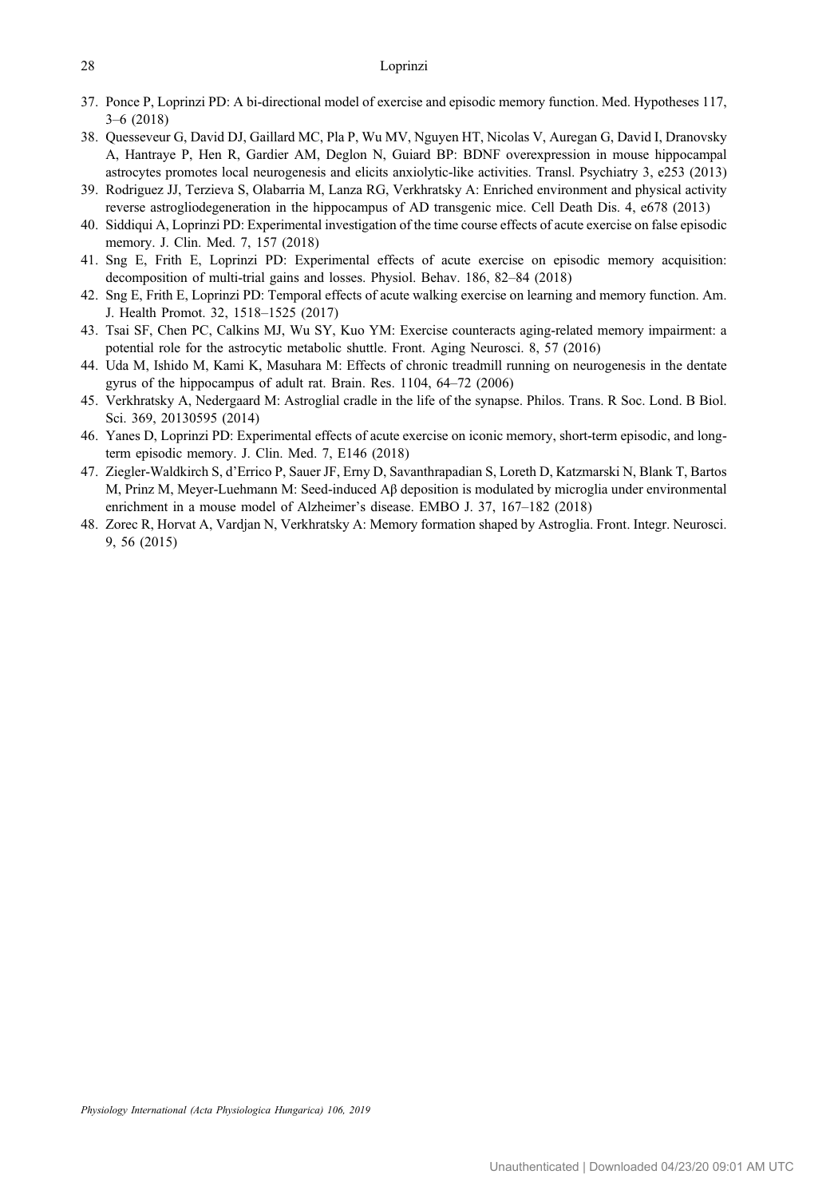37. Ponce P, Loprinzi PD: A bi-directional model of exercise and episodic memory function. Med. Hypotheses 117, 3–6 (2018)
38. Quesseveur G, David DJ, Gaillard MC, Pla P, Wu MV, Nguyen HT, Nicolas V, Auregan G, David I, Dranovsky A, Hantraye P, Hen R, Gardier AM, Deglon N, Guiard BP: BDNF overexpression in mouse hippocampal astrocytes promotes local neurogenesis and elicits anxiolytic-like activities. Transl. Psychiatry 3, e253 (2013)
39. Rodriguez JJ, Terzieva S, Olabarria M, Lanza RG, Verkhratsky A: Enriched environment and physical activity reverse astrogliodegeneration in the hippocampus of AD transgenic mice. Cell Death Dis. 4, e678 (2013)
40. Siddiqui A, Loprinzi PD: Experimental investigation of the time course effects of acute exercise on false episodic memory. J. Clin. Med. 7, 157 (2018)
41. Sng E, Frith E, Loprinzi PD: Experimental effects of acute exercise on episodic memory acquisition: decomposition of multi-trial gains and losses. Physiol. Behav. 186, 82–84 (2018)
42. Sng E, Frith E, Loprinzi PD: Temporal effects of acute walking exercise on learning and memory function. Am. J. Health Promot. 32, 1518–1525 (2017)
43. Tsai SF, Chen PC, Calkins MJ, Wu SY, Kuo YM: Exercise counteracts aging-related memory impairment: a potential role for the astrocytic metabolic shuttle. Front. Aging Neurosci. 8, 57 (2016)
44. Uda M, Ishido M, Kami K, Masuhara M: Effects of chronic treadmill running on neurogenesis in the dentate gyrus of the hippocampus of adult rat. Brain. Res. 1104, 64–72 (2006)
45. Verkhratsky A, Nedergaard M: Astroglial cradle in the life of the synapse. Philos. Trans. R Soc. Lond. B Biol. Sci. 369, 20130595 (2014)
46. Yanes D, Loprinzi PD: Experimental effects of acute exercise on iconic memory, short-term episodic, and long-term episodic memory. J. Clin. Med. 7, E146 (2018)
47. Ziegler-Waldkirch S, d'Errico P, Sauer JF, Erny D, Savanthrapadian S, Loreth D, Katzmarski N, Blank T, Bartos M, Prinz M, Meyer-Luehmann M: Seed-induced Aβ deposition is modulated by microglia under environmental enrichment in a mouse model of Alzheimer's disease. EMBO J. 37, 167–182 (2018)
48. Zorec R, Horvat A, Vardjan N, Verkhratsky A: Memory formation shaped by Astroglia. Front. Integr. Neurosci. 9, 56 (2015)